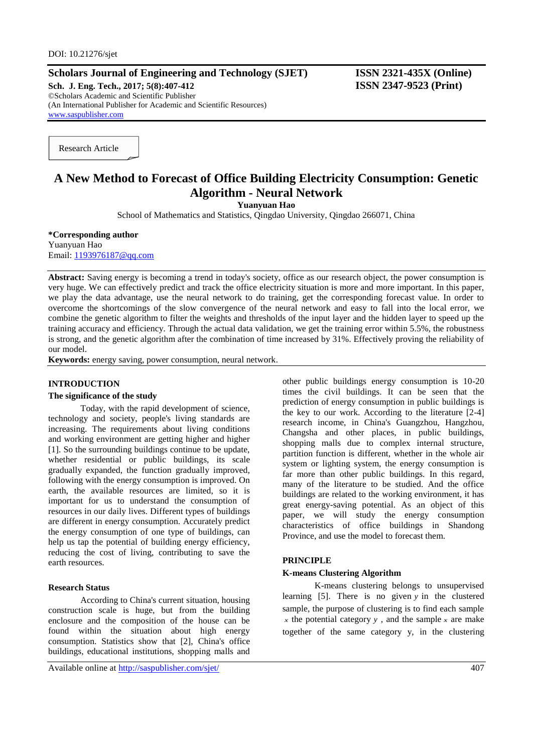DOI: 10.21276/sjet

**Scholars Journal of Engineering and Technology (SJET)**
**Sch. J. Eng. Tech., 2017; 5(8):407-412**
©Scholars Academic and Scientific Publisher
(An International Publisher for Academic and Scientific Resources)
www.saspublisher.com

**ISSN 2321-435X (Online)**
**ISSN 2347-9523 (Print)**

Research Article

# A New Method to Forecast of Office Building Electricity Consumption: Genetic Algorithm - Neural Network

**Yuanyuan Hao**

School of Mathematics and Statistics, Qingdao University, Qingdao 266071, China

**\*Corresponding author**
Yuanyuan Hao
Email: 1193976187@qq.com

**Abstract:** Saving energy is becoming a trend in today's society, office as our research object, the power consumption is very huge. We can effectively predict and track the office electricity situation is more and more important. In this paper, we play the data advantage, use the neural network to do training, get the corresponding forecast value. In order to overcome the shortcomings of the slow convergence of the neural network and easy to fall into the local error, we combine the genetic algorithm to filter the weights and thresholds of the input layer and the hidden layer to speed up the training accuracy and efficiency. Through the actual data validation, we get the training error within 5.5%, the robustness is strong, and the genetic algorithm after the combination of time increased by 31%. Effectively proving the reliability of our model.

**Keywords:** energy saving, power consumption, neural network.

## INTRODUCTION

### The significance of the study

Today, with the rapid development of science, technology and society, people's living standards are increasing. The requirements about living conditions and working environment are getting higher and higher [1]. So the surrounding buildings continue to be update, whether residential or public buildings, its scale gradually expanded, the function gradually improved, following with the energy consumption is improved. On earth, the available resources are limited, so it is important for us to understand the consumption of resources in our daily lives. Different types of buildings are different in energy consumption. Accurately predict the energy consumption of one type of buildings, can help us tap the potential of building energy efficiency, reducing the cost of living, contributing to save the earth resources.

### Research Status

According to China's current situation, housing construction scale is huge, but from the building enclosure and the composition of the house can be found within the situation about high energy consumption. Statistics show that [2], China's office buildings, educational institutions, shopping malls and other public buildings energy consumption is 10-20 times the civil buildings. It can be seen that the prediction of energy consumption in public buildings is the key to our work. According to the literature [2-4] research income, in China's Guangzhou, Hangzhou, Changsha and other places, in public buildings, shopping malls due to complex internal structure, partition function is different, whether in the whole air system or lighting system, the energy consumption is far more than other public buildings. In this regard, many of the literature to be studied. And the office buildings are related to the working environment, it has great energy-saving potential. As an object of this paper, we will study the energy consumption characteristics of office buildings in Shandong Province, and use the model to forecast them.

## PRINCIPLE

### K-means Clustering Algorithm

K-means clustering belongs to unsupervised learning [5]. There is no given $y$ in the clustered sample, the purpose of clustering is to find each sample $x$ the potential category $y$, and the sample $x$ are make together of the same category y, in the clustering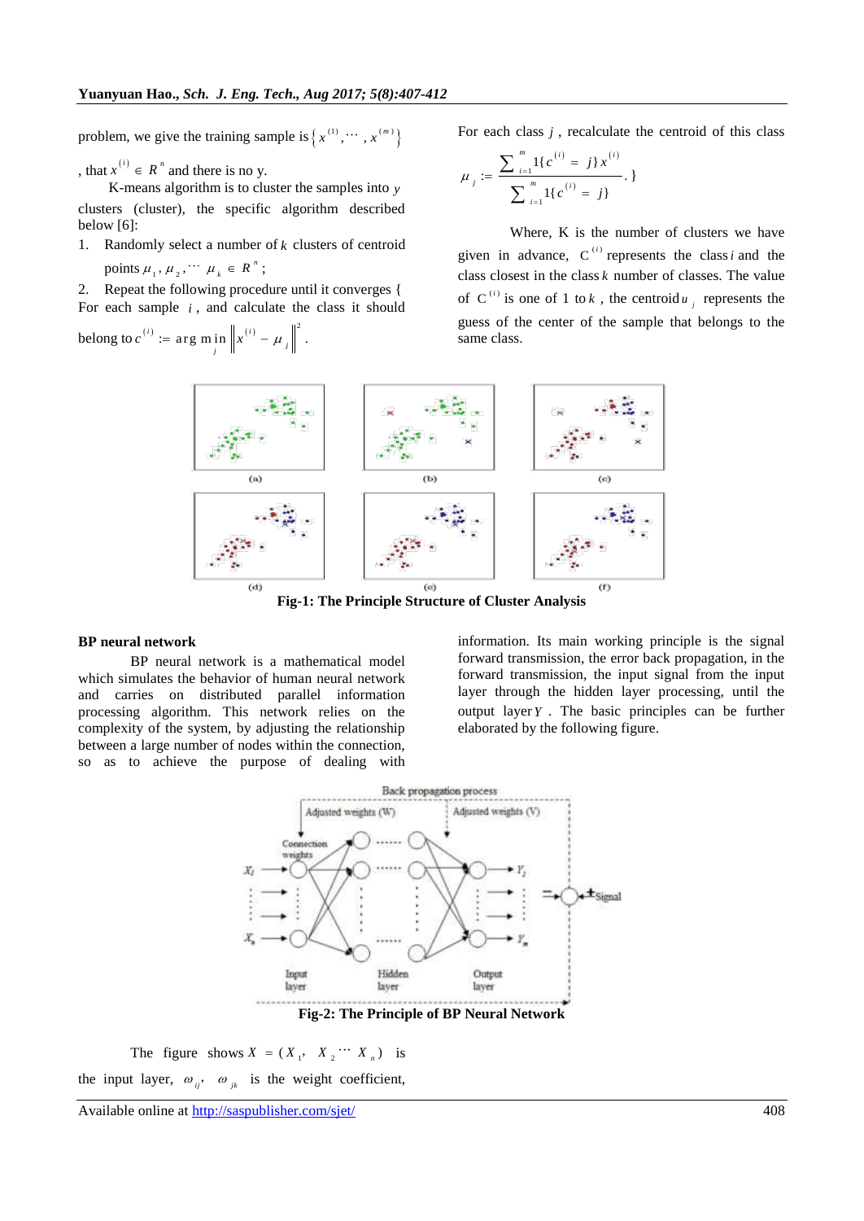problem, we give the training sample is $\{x^{(1)}, \cdots, x^{(m)}\}$, that $x^{(i)} \in R^n$ and there is no y.

K-means algorithm is to cluster the samples into $y$ clusters (cluster), the specific algorithm described below [6]:

1. Randomly select a number of $k$ clusters of centroid points $\mu_1, \mu_2, \cdots \mu_k \in R^n$;
2. Repeat the following procedure until it converges { For each sample $i$, and calculate the class it should belong to $c^{(i)} := \arg\min_j \left\| x^{(i)} - \mu_j \right\|^2$.

For each class $j$, recalculate the centroid of this class

$$\mu_j := \frac{\sum_{i=1}^{m} 1\{c^{(i)} = j\} x^{(i)}}{\sum_{i=1}^{m} 1\{c^{(i)} = j\}}.\}$$

Where, K is the number of clusters we have given in advance, $C^{(i)}$ represents the class $i$ and the class closest in the class $k$ number of classes. The value of $C^{(i)}$ is one of 1 to $k$, the centroid $u_j$ represents the guess of the center of the sample that belongs to the same class.

**Fig-1: The Principle Structure of Cluster Analysis**

## BP neural network

BP neural network is a mathematical model which simulates the behavior of human neural network and carries on distributed parallel information processing algorithm. This network relies on the complexity of the system, by adjusting the relationship between a large number of nodes within the connection, so as to achieve the purpose of dealing with information. Its main working principle is the signal forward transmission, the error back propagation, in the forward transmission, the input signal from the input layer through the hidden layer processing, until the output layer $Y$. The basic principles can be further elaborated by the following figure.

**Fig-2: The Principle of BP Neural Network**

The figure shows $X = (X_1, X_2 \cdots X_n)$ is the input layer, $\omega_{ij}$, $\omega_{jk}$ is the weight coefficient,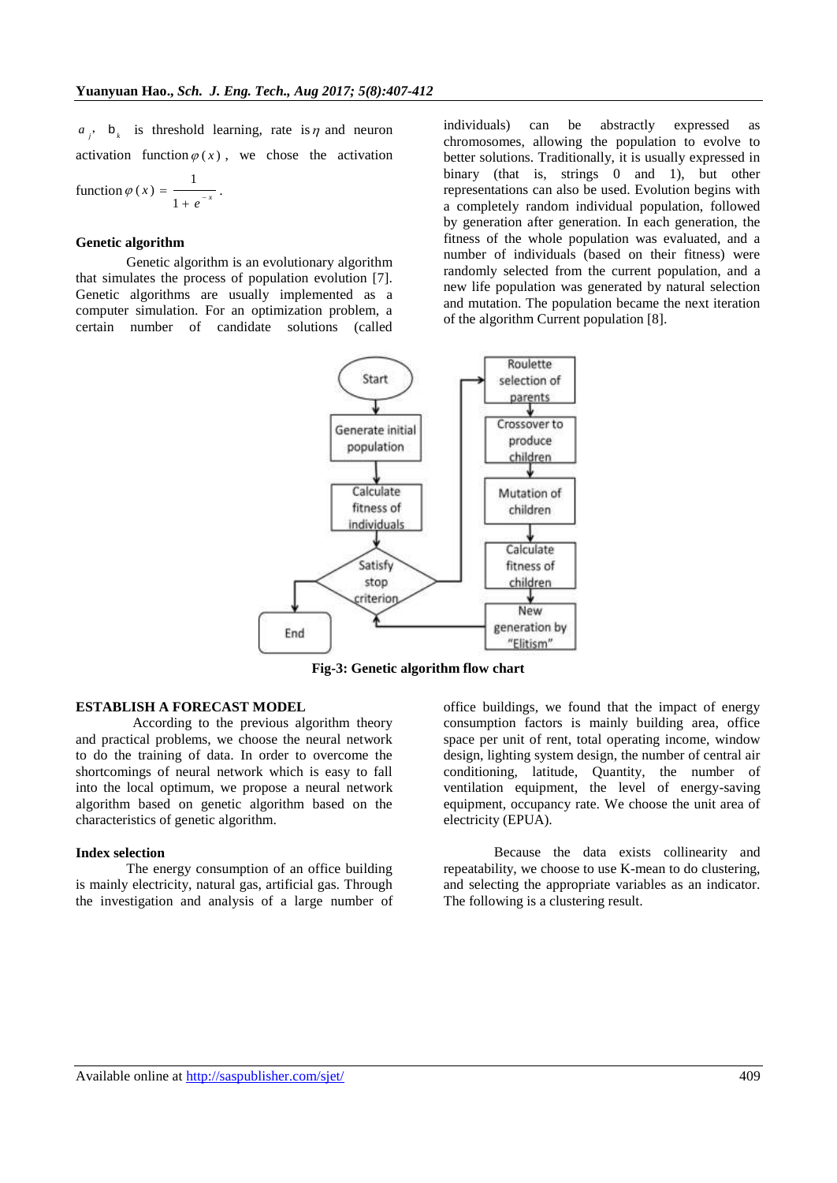$a_j$, $b_k$ is threshold learning, rate is $\eta$ and neuron activation function $\varphi(x)$, we chose the activation function $\varphi(x) = \dfrac{1}{1+e^{-x}}$.

**Genetic algorithm**

Genetic algorithm is an evolutionary algorithm that simulates the process of population evolution [7]. Genetic algorithms are usually implemented as a computer simulation. For an optimization problem, a certain number of candidate solutions (called individuals) can be abstractly expressed as chromosomes, allowing the population to evolve to better solutions. Traditionally, it is usually expressed in binary (that is, strings 0 and 1), but other representations can also be used. Evolution begins with a completely random individual population, followed by generation after generation. In each generation, the fitness of the whole population was evaluated, and a number of individuals (based on their fitness) were randomly selected from the current population, and a new life population was generated by natural selection and mutation. The population became the next iteration of the algorithm Current population [8].

**Fig-3: Genetic algorithm flow chart**

**ESTABLISH A FORECAST MODEL**

According to the previous algorithm theory and practical problems, we choose the neural network to do the training of data. In order to overcome the shortcomings of neural network which is easy to fall into the local optimum, we propose a neural network algorithm based on genetic algorithm based on the characteristics of genetic algorithm.

**Index selection**

The energy consumption of an office building is mainly electricity, natural gas, artificial gas. Through the investigation and analysis of a large number of office buildings, we found that the impact of energy consumption factors is mainly building area, office space per unit of rent, total operating income, window design, lighting system design, the number of central air conditioning, latitude, Quantity, the number of ventilation equipment, the level of energy-saving equipment, occupancy rate. We choose the unit area of electricity (EPUA).

Because the data exists collinearity and repeatability, we choose to use K-mean to do clustering, and selecting the appropriate variables as an indicator. The following is a clustering result.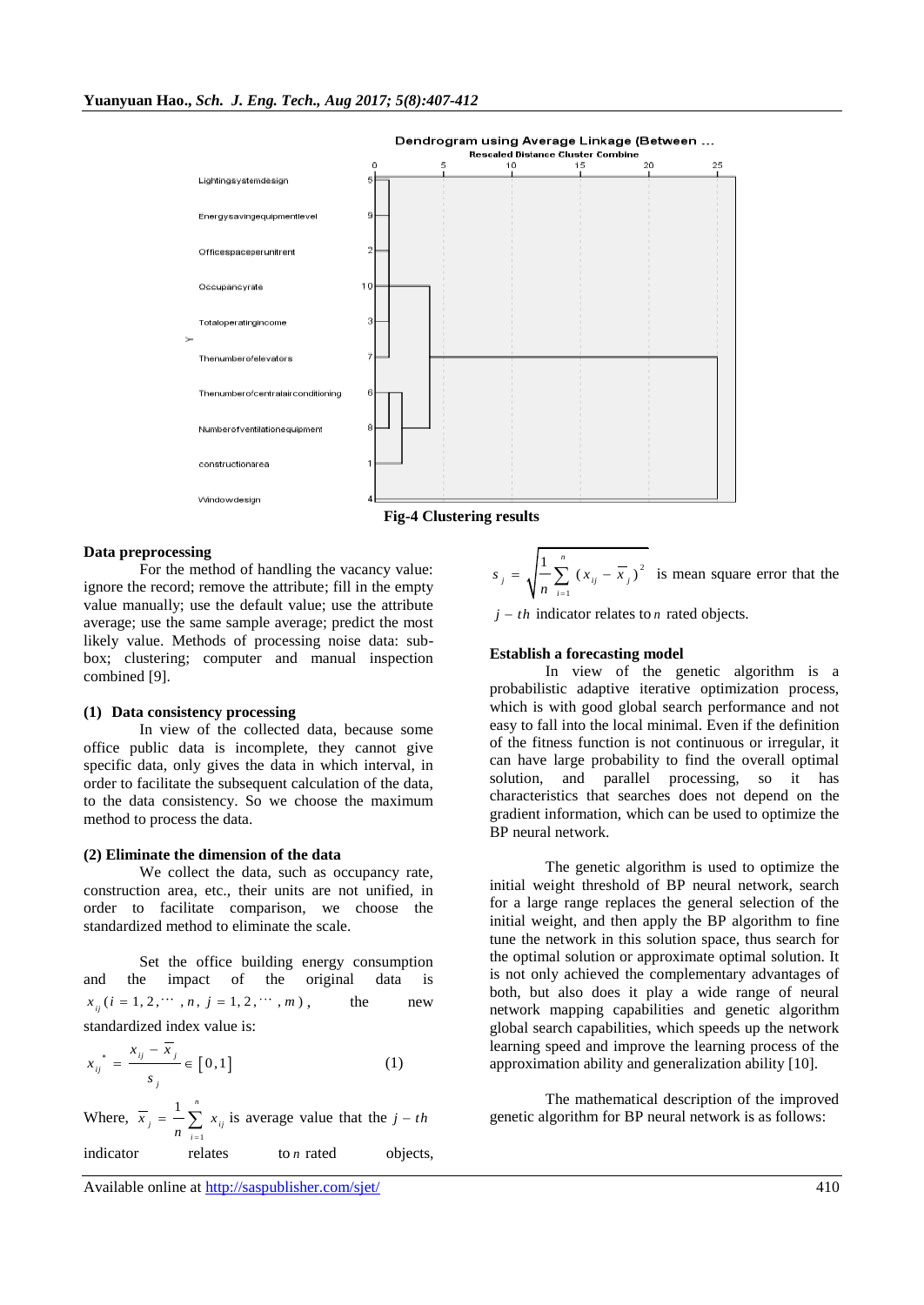Dendrogram using Average Linkage (Between ...

**Fig-4 Clustering results**

**Data preprocessing**

For the method of handling the vacancy value: ignore the record; remove the attribute; fill in the empty value manually; use the default value; use the attribute average; use the same sample average; predict the most likely value. Methods of processing noise data: sub-box; clustering; computer and manual inspection combined [9].

**(1) Data consistency processing**

In view of the collected data, because some office public data is incomplete, they cannot give specific data, only gives the data in which interval, in order to facilitate the subsequent calculation of the data, to the data consistency. So we choose the maximum method to process the data.

**(2) Eliminate the dimension of the data**

We collect the data, such as occupancy rate, construction area, etc., their units are not unified, in order to facilitate comparison, we choose the standardized method to eliminate the scale.

Set the office building energy consumption and the impact of the original data is $x_{ij}(i = 1, 2, \cdots, n, j = 1, 2, \cdots, m)$, the new standardized index value is:

$$x_{ij}^* = \frac{x_{ij} - \overline{x}_j}{s_j} \in [0, 1] \quad (1)$$

Where, $\overline{x}_j = \frac{1}{n}\sum_{i=1}^{n} x_{ij}$ is average value that the $j-th$ indicator relates to $n$ rated objects, $s_j = \sqrt{\frac{1}{n}\sum_{i=1}^{n}(x_{ij} - \overline{x}_j)^2}$ is mean square error that the $j-th$ indicator relates to $n$ rated objects.

**Establish a forecasting model**

In view of the genetic algorithm is a probabilistic adaptive iterative optimization process, which is with good global search performance and not easy to fall into the local minimal. Even if the definition of the fitness function is not continuous or irregular, it can have large probability to find the overall optimal solution, and parallel processing, so it has characteristics that searches does not depend on the gradient information, which can be used to optimize the BP neural network.

The genetic algorithm is used to optimize the initial weight threshold of BP neural network, search for a large range replaces the general selection of the initial weight, and then apply the BP algorithm to fine tune the network in this solution space, thus search for the optimal solution or approximate optimal solution. It is not only achieved the complementary advantages of both, but also does it play a wide range of neural network mapping capabilities and genetic algorithm global search capabilities, which speeds up the network learning speed and improve the learning process of the approximation ability and generalization ability [10].

The mathematical description of the improved genetic algorithm for BP neural network is as follows: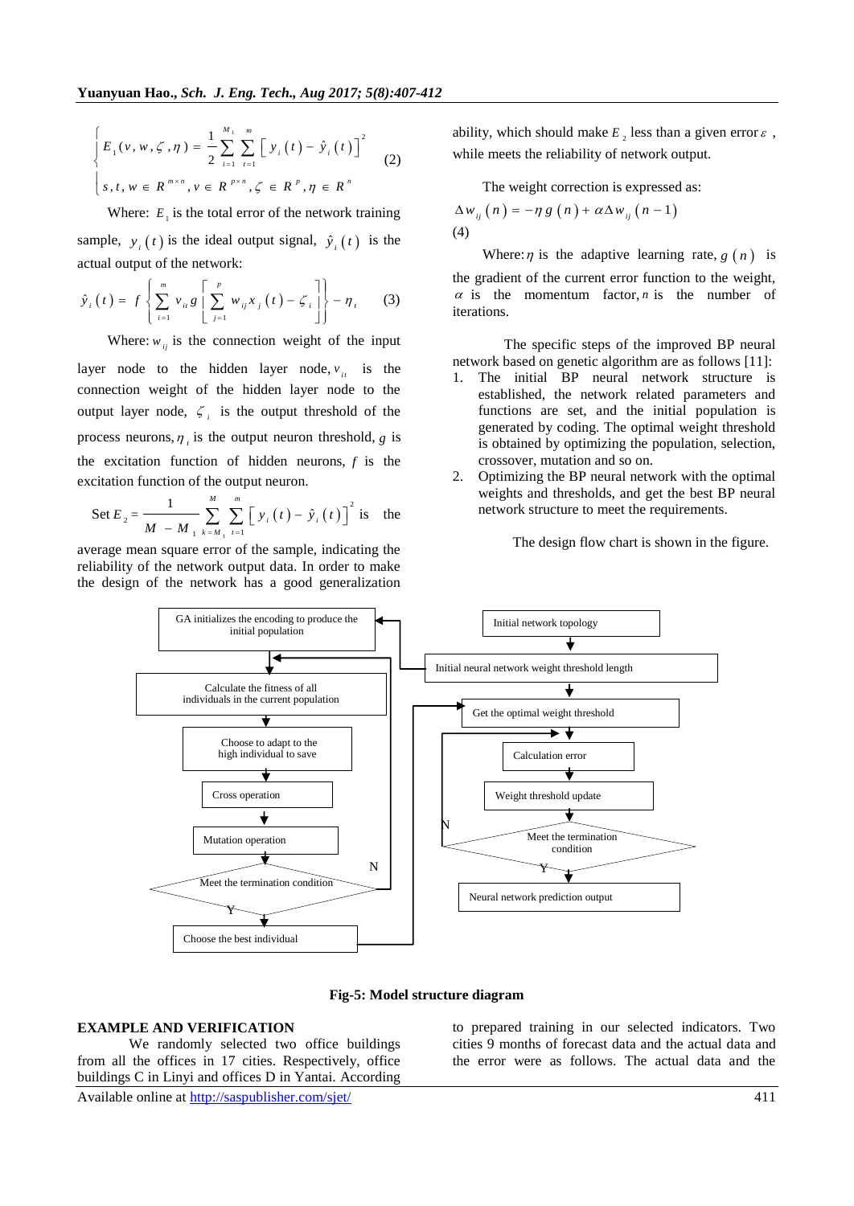$$
\begin{cases} E_1(v, w, \zeta, \eta) = \dfrac{1}{2}\sum_{i=1}^{M_1}\sum_{t=1}^{m}\left[y_i(t) - \hat{y}_i(t)\right]^2 \\ s, t, w \in R^{m\times n}, v \in R^{p\times n}, \zeta \in R^p, \eta \in R^n \end{cases} \quad (2)
$$

Where: $E_1$ is the total error of the network training sample, $y_i(t)$ is the ideal output signal, $\hat{y}_i(t)$ is the actual output of the network:

$$
\hat{y}_i(t) = f\left\{\sum_{i=1}^{m} v_{it}\, g\left[\sum_{j=1}^{p} w_{ij} x_j(t) - \zeta_i\right]\right\} - \eta_t \quad (3)
$$

Where: $w_{ij}$ is the connection weight of the input layer node to the hidden layer node, $v_{it}$ is the connection weight of the hidden layer node to the output layer node, $\zeta_i$ is the output threshold of the process neurons, $\eta_t$ is the output neuron threshold, $g$ is the excitation function of hidden neurons, $f$ is the excitation function of the output neuron.

Set $E_2 = \dfrac{1}{M - M_1}\sum_{k=M_1}^{M}\sum_{t=1}^{m}\left[y_i(t) - \hat{y}_i(t)\right]^2$ is the average mean square error of the sample, indicating the reliability of the network output data. In order to make the design of the network has a good generalization ability, which should make $E_2$ less than a given error $\varepsilon$, while meets the reliability of network output.

The weight correction is expressed as:

$$
\Delta w_{ij}(n) = -\eta g(n) + \alpha \Delta w_{ij}(n-1) \quad (4)
$$

Where: $\eta$ is the adaptive learning rate, $g(n)$ is the gradient of the current error function to the weight, $\alpha$ is the momentum factor, $n$ is the number of iterations.

The specific steps of the improved BP neural network based on genetic algorithm are as follows [11]:

1. The initial BP neural network structure is established, the network related parameters and functions are set, and the initial population is generated by coding. The optimal weight threshold is obtained by optimizing the population, selection, crossover, mutation and so on.
2. Optimizing the BP neural network with the optimal weights and thresholds, and get the best BP neural network structure to meet the requirements.

The design flow chart is shown in the figure.

Fig-5: Model structure diagram

## EXAMPLE AND VERIFICATION

We randomly selected two office buildings from all the offices in 17 cities. Respectively, office buildings C in Linyi and offices D in Yantai. According to prepared training in our selected indicators. Two cities 9 months of forecast data and the actual data and the error were as follows. The actual data and the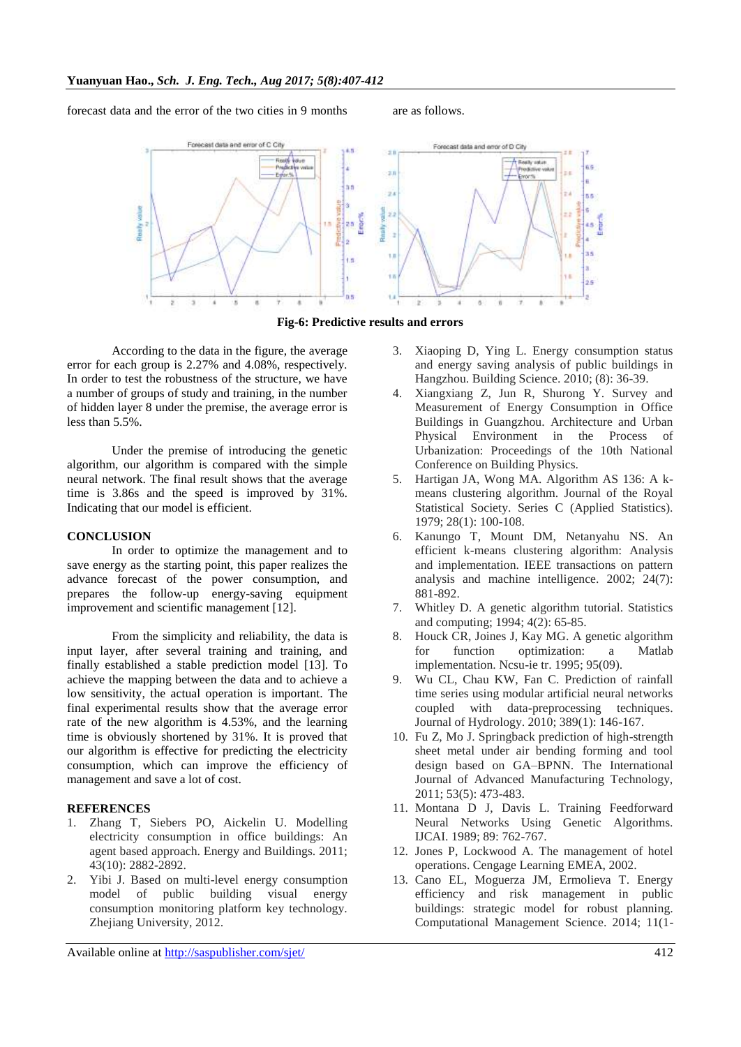forecast data and the error of the two cities in 9 months are as follows.

**Fig-6: Predictive results and errors**

According to the data in the figure, the average error for each group is 2.27% and 4.08%, respectively. In order to test the robustness of the structure, we have a number of groups of study and training, in the number of hidden layer 8 under the premise, the average error is less than 5.5%.

Under the premise of introducing the genetic algorithm, our algorithm is compared with the simple neural network. The final result shows that the average time is 3.86s and the speed is improved by 31%. Indicating that our model is efficient.

## CONCLUSION

In order to optimize the management and to save energy as the starting point, this paper realizes the advance forecast of the power consumption, and prepares the follow-up energy-saving equipment improvement and scientific management [12].

From the simplicity and reliability, the data is input layer, after several training and training, and finally established a stable prediction model [13]. To achieve the mapping between the data and to achieve a low sensitivity, the actual operation is important. The final experimental results show that the average error rate of the new algorithm is 4.53%, and the learning time is obviously shortened by 31%. It is proved that our algorithm is effective for predicting the electricity consumption, which can improve the efficiency of management and save a lot of cost.

## REFERENCES

1. Zhang T, Siebers PO, Aickelin U. Modelling electricity consumption in office buildings: An agent based approach. Energy and Buildings. 2011; 43(10): 2882-2892.
2. Yibi J. Based on multi-level energy consumption model of public building visual energy consumption monitoring platform key technology. Zhejiang University, 2012.
3. Xiaoping D, Ying L. Energy consumption status and energy saving analysis of public buildings in Hangzhou. Building Science. 2010; (8): 36-39.
4. Xiangxiang Z, Jun R, Shurong Y. Survey and Measurement of Energy Consumption in Office Buildings in Guangzhou. Architecture and Urban Physical Environment in the Process of Urbanization: Proceedings of the 10th National Conference on Building Physics.
5. Hartigan JA, Wong MA. Algorithm AS 136: A k-means clustering algorithm. Journal of the Royal Statistical Society. Series C (Applied Statistics). 1979; 28(1): 100-108.
6. Kanungo T, Mount DM, Netanyahu NS. An efficient k-means clustering algorithm: Analysis and implementation. IEEE transactions on pattern analysis and machine intelligence. 2002; 24(7): 881-892.
7. Whitley D. A genetic algorithm tutorial. Statistics and computing; 1994; 4(2): 65-85.
8. Houck CR, Joines J, Kay MG. A genetic algorithm for function optimization: a Matlab implementation. Ncsu-ie tr. 1995; 95(09).
9. Wu CL, Chau KW, Fan C. Prediction of rainfall time series using modular artificial neural networks coupled with data-preprocessing techniques. Journal of Hydrology. 2010; 389(1): 146-167.
10. Fu Z, Mo J. Springback prediction of high-strength sheet metal under air bending forming and tool design based on GA–BPNN. The International Journal of Advanced Manufacturing Technology, 2011; 53(5): 473-483.
11. Montana D J, Davis L. Training Feedforward Neural Networks Using Genetic Algorithms. IJCAI. 1989; 89: 762-767.
12. Jones P, Lockwood A. The management of hotel operations. Cengage Learning EMEA, 2002.
13. Cano EL, Moguerza JM, Ermolieva T. Energy efficiency and risk management in public buildings: strategic model for robust planning. Computational Management Science. 2014; 11(1-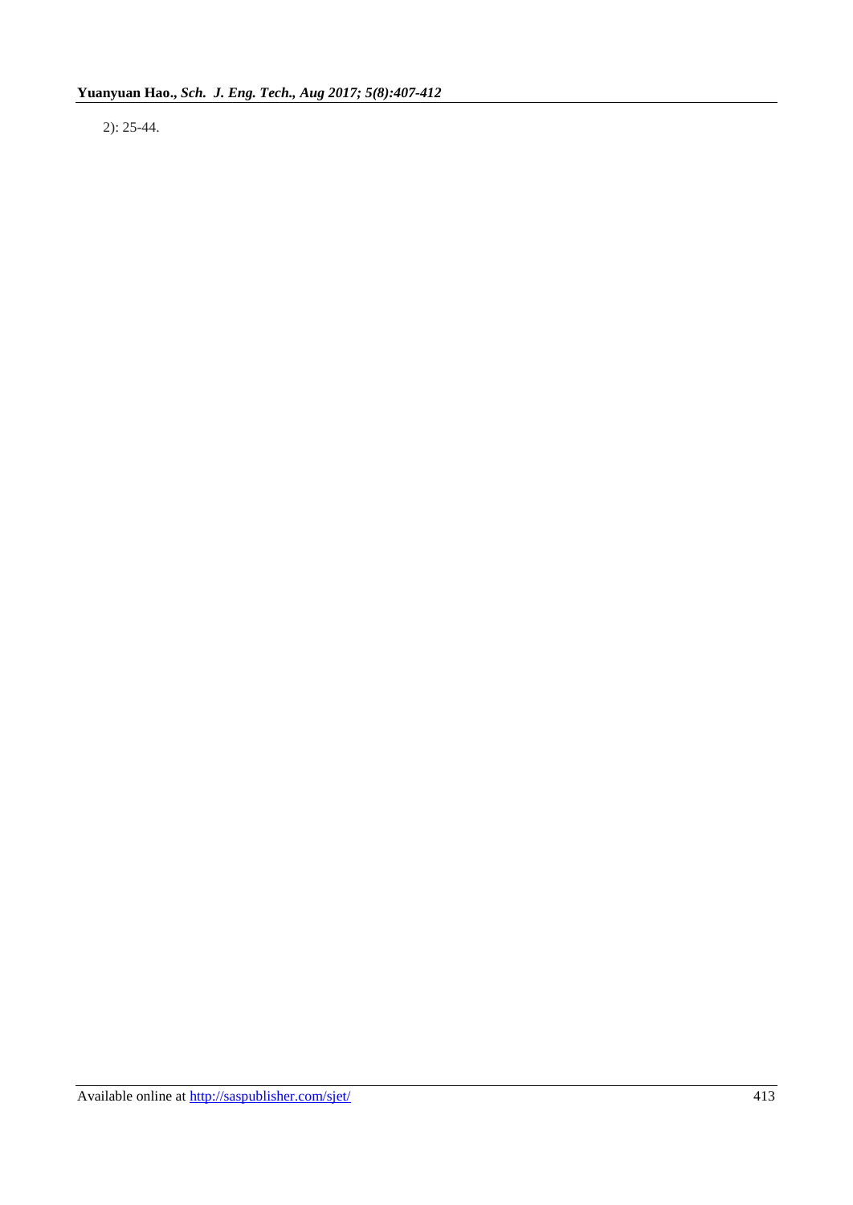2): 25-44.